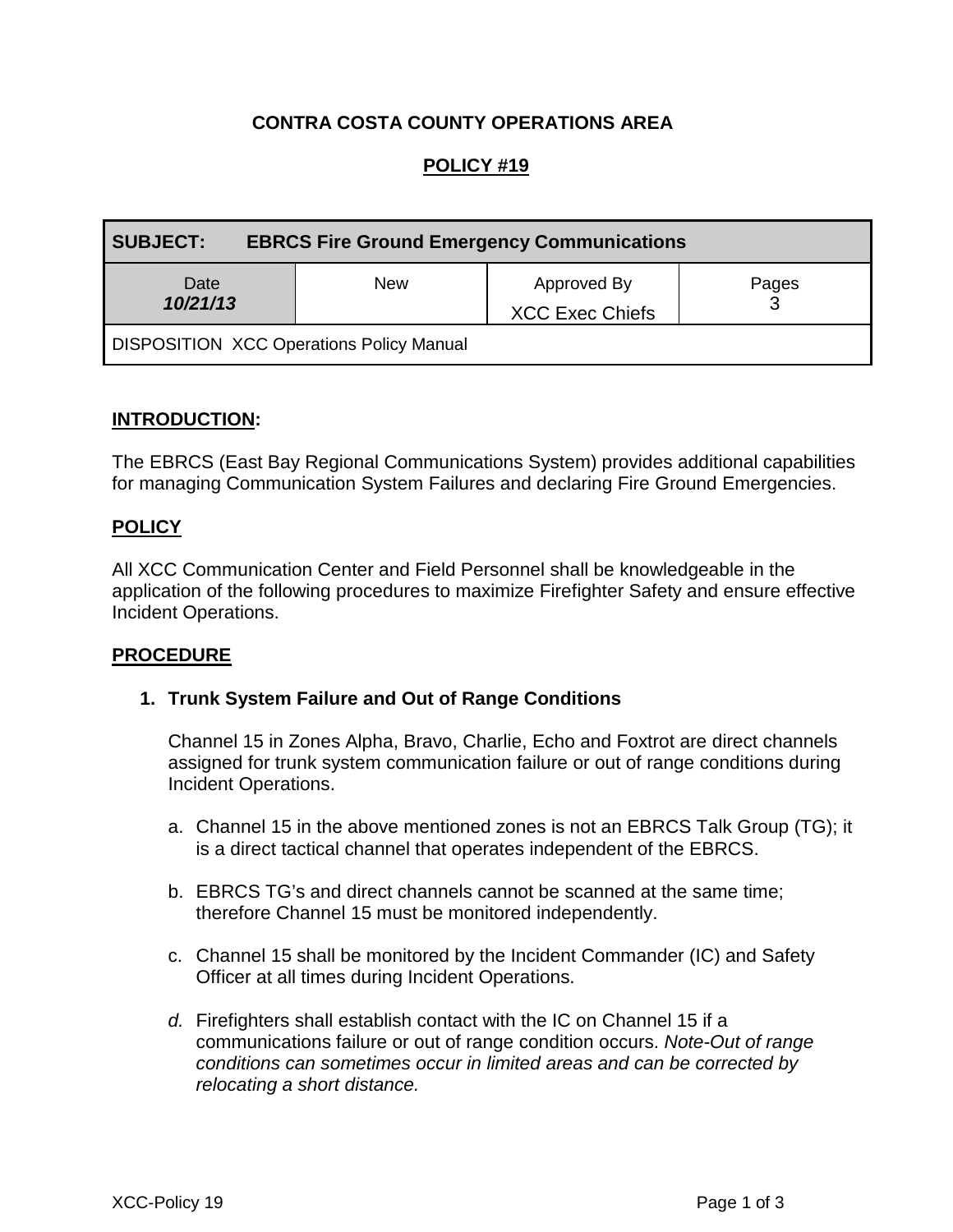**CONTRA COSTA COUNTY OPERATIONS AREA**

**POLICY #19**

| **SUBJECT:** **EBRCS Fire Ground Emergency Communications** | | | |
|---|---|---|---|
| Date ***10/21/13*** | New | Approved By XCC Exec Chiefs | Pages 3 |
| DISPOSITION XCC Operations Policy Manual | | | |

## INTRODUCTION:

The EBRCS (East Bay Regional Communications System) provides additional capabilities for managing Communication System Failures and declaring Fire Ground Emergencies.

## POLICY

All XCC Communication Center and Field Personnel shall be knowledgeable in the application of the following procedures to maximize Firefighter Safety and ensure effective Incident Operations.

## PROCEDURE

1. **Trunk System Failure and Out of Range Conditions**

   Channel 15 in Zones Alpha, Bravo, Charlie, Echo and Foxtrot are direct channels assigned for trunk system communication failure or out of range conditions during Incident Operations.

   a. Channel 15 in the above mentioned zones is not an EBRCS Talk Group (TG); it is a direct tactical channel that operates independent of the EBRCS.

   b. EBRCS TG's and direct channels cannot be scanned at the same time; therefore Channel 15 must be monitored independently.

   c. Channel 15 shall be monitored by the Incident Commander (IC) and Safety Officer at all times during Incident Operations.

   *d.* Firefighters shall establish contact with the IC on Channel 15 if a communications failure or out of range condition occurs. *Note-Out of range conditions can sometimes occur in limited areas and can be corrected by relocating a short distance.*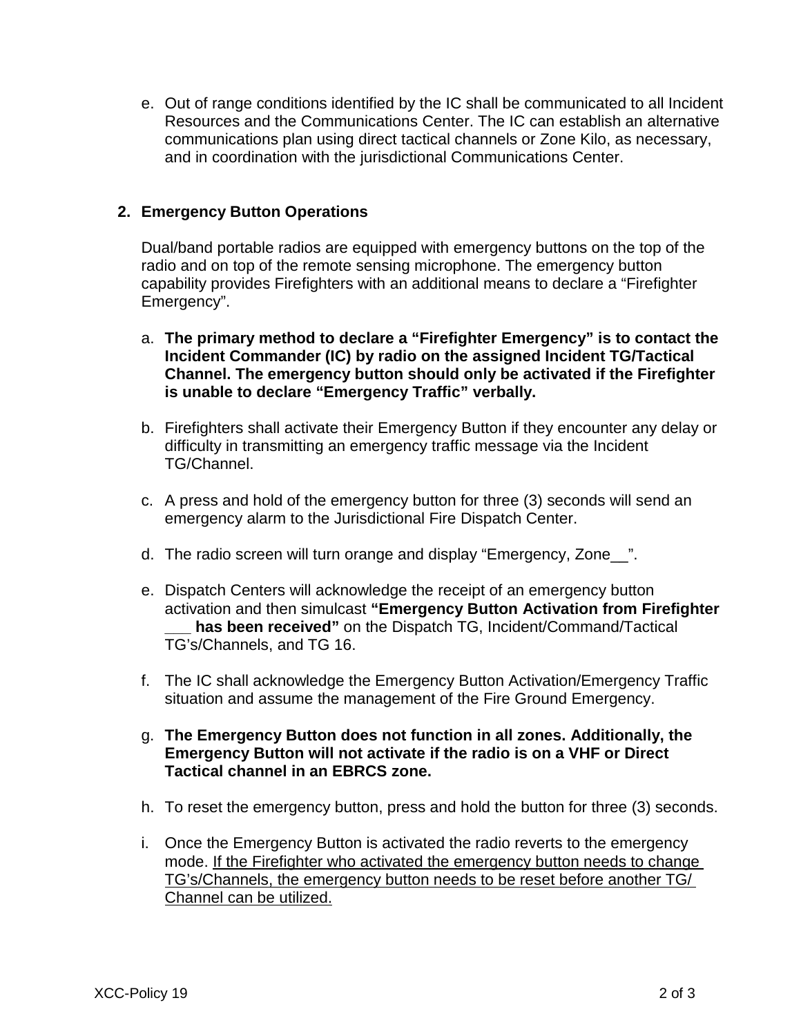e. Out of range conditions identified by the IC shall be communicated to all Incident Resources and the Communications Center. The IC can establish an alternative communications plan using direct tactical channels or Zone Kilo, as necessary, and in coordination with the jurisdictional Communications Center.

## 2. Emergency Button Operations

Dual/band portable radios are equipped with emergency buttons on the top of the radio and on top of the remote sensing microphone. The emergency button capability provides Firefighters with an additional means to declare a "Firefighter Emergency".

a. **The primary method to declare a "Firefighter Emergency" is to contact the Incident Commander (IC) by radio on the assigned Incident TG/Tactical Channel. The emergency button should only be activated if the Firefighter is unable to declare "Emergency Traffic" verbally.**

b. Firefighters shall activate their Emergency Button if they encounter any delay or difficulty in transmitting an emergency traffic message via the Incident TG/Channel.

c. A press and hold of the emergency button for three (3) seconds will send an emergency alarm to the Jurisdictional Fire Dispatch Center.

d. The radio screen will turn orange and display "Emergency, Zone__".

e. Dispatch Centers will acknowledge the receipt of an emergency button activation and then simulcast **"Emergency Button Activation from Firefighter ___ has been received"** on the Dispatch TG, Incident/Command/Tactical TG's/Channels, and TG 16.

f. The IC shall acknowledge the Emergency Button Activation/Emergency Traffic situation and assume the management of the Fire Ground Emergency.

g. **The Emergency Button does not function in all zones. Additionally, the Emergency Button will not activate if the radio is on a VHF or Direct Tactical channel in an EBRCS zone.**

h. To reset the emergency button, press and hold the button for three (3) seconds.

i. Once the Emergency Button is activated the radio reverts to the emergency mode. <u>If the Firefighter who activated the emergency button needs to change TG's/Channels, the emergency button needs to be reset before another TG/ Channel can be utilized.</u>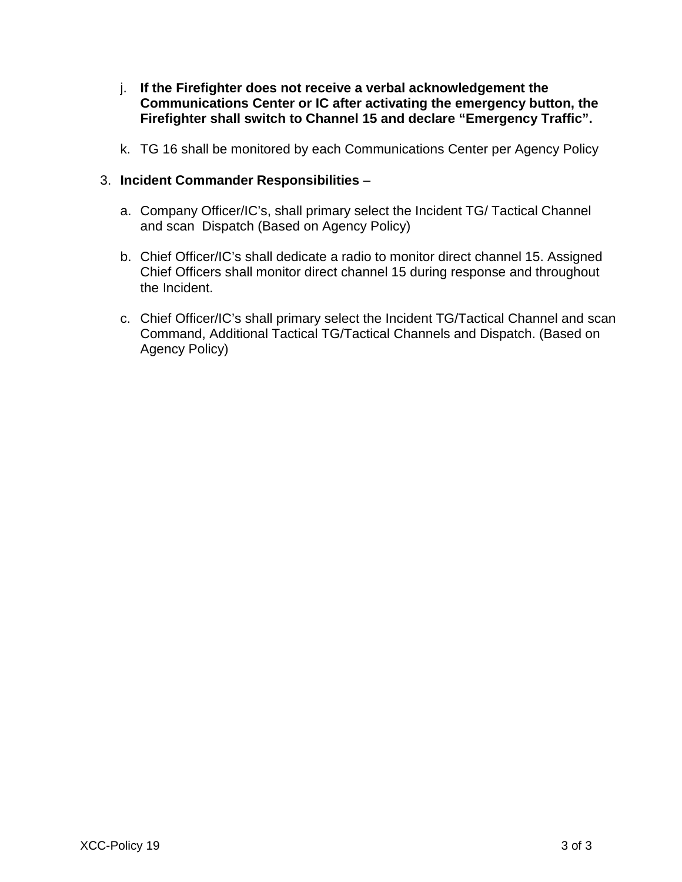j. **If the Firefighter does not receive a verbal acknowledgement the Communications Center or IC after activating the emergency button, the Firefighter shall switch to Channel 15 and declare "Emergency Traffic".**

k. TG 16 shall be monitored by each Communications Center per Agency Policy

3. **Incident Commander Responsibilities** –

   a. Company Officer/IC's, shall primary select the Incident TG/ Tactical Channel and scan Dispatch (Based on Agency Policy)

   b. Chief Officer/IC's shall dedicate a radio to monitor direct channel 15. Assigned Chief Officers shall monitor direct channel 15 during response and throughout the Incident.

   c. Chief Officer/IC's shall primary select the Incident TG/Tactical Channel and scan Command, Additional Tactical TG/Tactical Channels and Dispatch. (Based on Agency Policy)